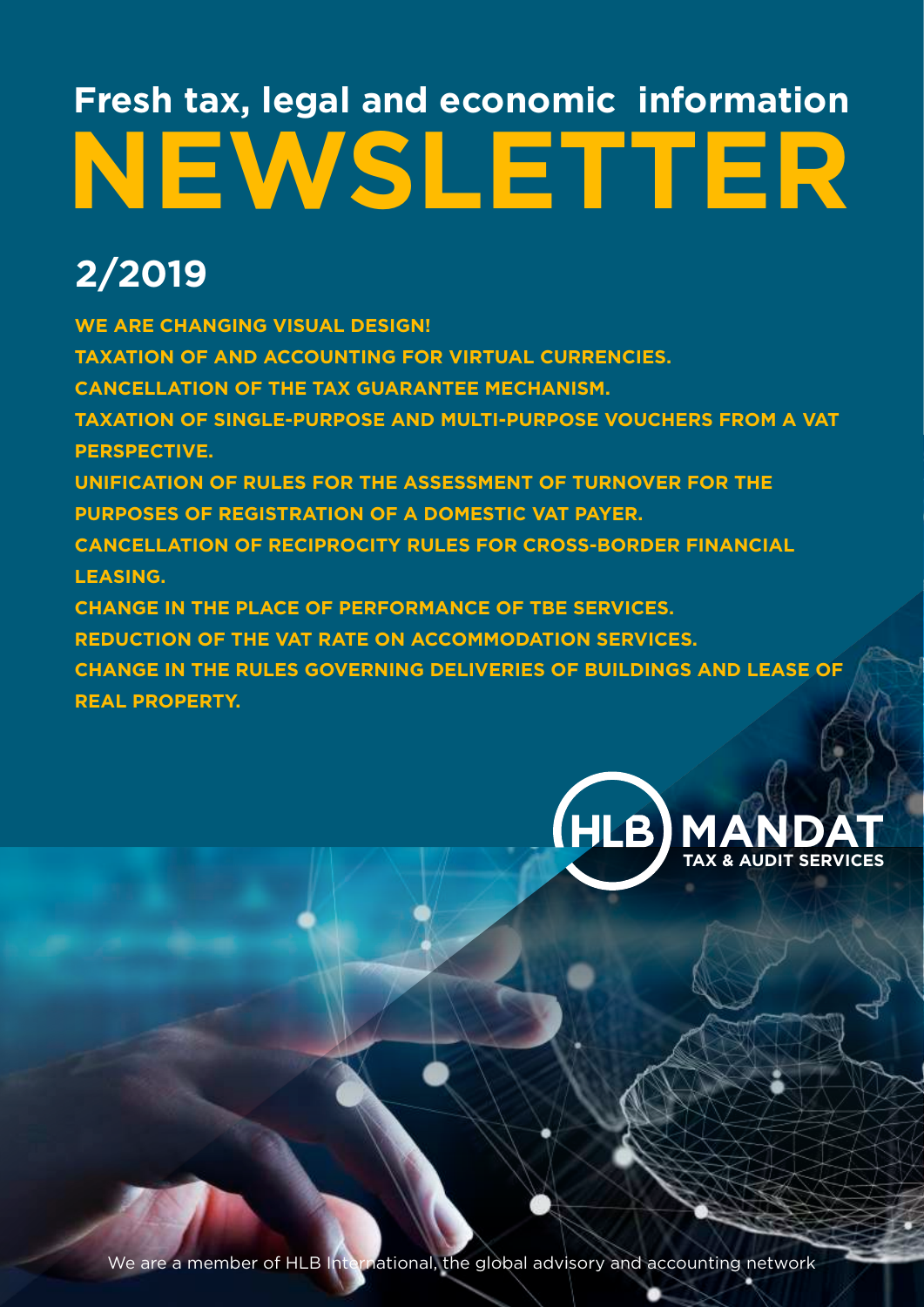# Fresh tax, legal and economic information

# NEWSLETTER

## 2/2019

**WE ARE CHANGING VISUAL DESIGN!**

**TAXATION OF AND ACCOUNTING FOR VIRTUAL CURRENCIES.**

**CANCELLATION OF THE TAX GUARANTEE MECHANISM.**

**TAXATION OF SINGLE-PURPOSE AND MULTI-PURPOSE VOUCHERS FROM A VAT PERSPECTIVE.**

**UNIFICATION OF RULES FOR THE ASSESSMENT OF TURNOVER FOR THE PURPOSES OF REGISTRATION OF A DOMESTIC VAT PAYER.**

**CANCELLATION OF RECIPROCITY RULES FOR CROSS-BORDER FINANCIAL LEASING.**

**CHANGE IN THE PLACE OF PERFORMANCE OF TBE SERVICES.**

**REDUCTION OF THE VAT RATE ON ACCOMMODATION SERVICES.**

**CHANGE IN THE RULES GOVERNING DELIVERIES OF BUILDINGS AND LEASE OF REAL PROPERTY.**

HLB MANDAT
TAX & AUDIT SERVICES

We are a member of HLB International, the global advisory and accounting network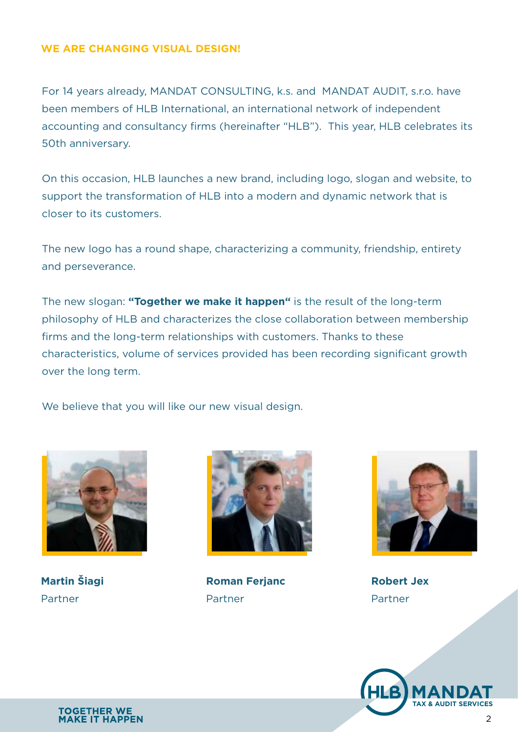## WE ARE CHANGING VISUAL DESIGN!

For 14 years already, MANDAT CONSULTING, k.s. and MANDAT AUDIT, s.r.o. have been members of HLB International, an international network of independent accounting and consultancy firms (hereinafter "HLB"). This year, HLB celebrates its 50th anniversary.

On this occasion, HLB launches a new brand, including logo, slogan and website, to support the transformation of HLB into a modern and dynamic network that is closer to its customers.

The new logo has a round shape, characterizing a community, friendship, entirety and perseverance.

The new slogan: **"Together we make it happen"** is the result of the long-term philosophy of HLB and characterizes the close collaboration between membership firms and the long-term relationships with customers. Thanks to these characteristics, volume of services provided has been recording significant growth over the long term.

We believe that you will like our new visual design.

**Martin Šiagi**
Partner

**Roman Ferjanc**
Partner

**Robert Jex**
Partner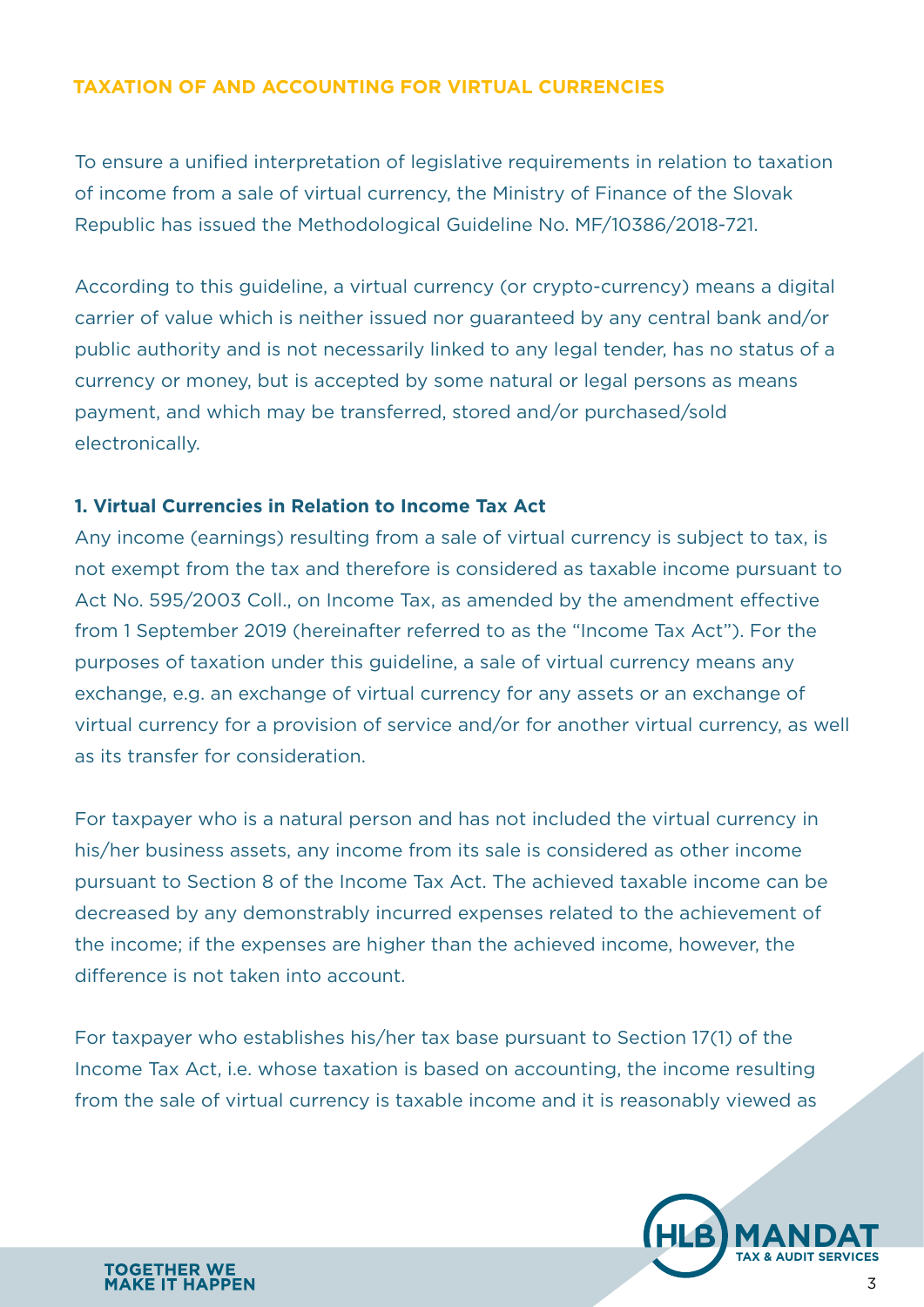## TAXATION OF AND ACCOUNTING FOR VIRTUAL CURRENCIES

To ensure a unified interpretation of legislative requirements in relation to taxation of income from a sale of virtual currency, the Ministry of Finance of the Slovak Republic has issued the Methodological Guideline No. MF/10386/2018-721.

According to this guideline, a virtual currency (or crypto-currency) means a digital carrier of value which is neither issued nor guaranteed by any central bank and/or public authority and is not necessarily linked to any legal tender, has no status of a currency or money, but is accepted by some natural or legal persons as means payment, and which may be transferred, stored and/or purchased/sold electronically.

### 1. Virtual Currencies in Relation to Income Tax Act

Any income (earnings) resulting from a sale of virtual currency is subject to tax, is not exempt from the tax and therefore is considered as taxable income pursuant to Act No. 595/2003 Coll., on Income Tax, as amended by the amendment effective from 1 September 2019 (hereinafter referred to as the "Income Tax Act"). For the purposes of taxation under this guideline, a sale of virtual currency means any exchange, e.g. an exchange of virtual currency for any assets or an exchange of virtual currency for a provision of service and/or for another virtual currency, as well as its transfer for consideration.

For taxpayer who is a natural person and has not included the virtual currency in his/her business assets, any income from its sale is considered as other income pursuant to Section 8 of the Income Tax Act. The achieved taxable income can be decreased by any demonstrably incurred expenses related to the achievement of the income; if the expenses are higher than the achieved income, however, the difference is not taken into account.

For taxpayer who establishes his/her tax base pursuant to Section 17(1) of the Income Tax Act, i.e. whose taxation is based on accounting, the income resulting from the sale of virtual currency is taxable income and it is reasonably viewed as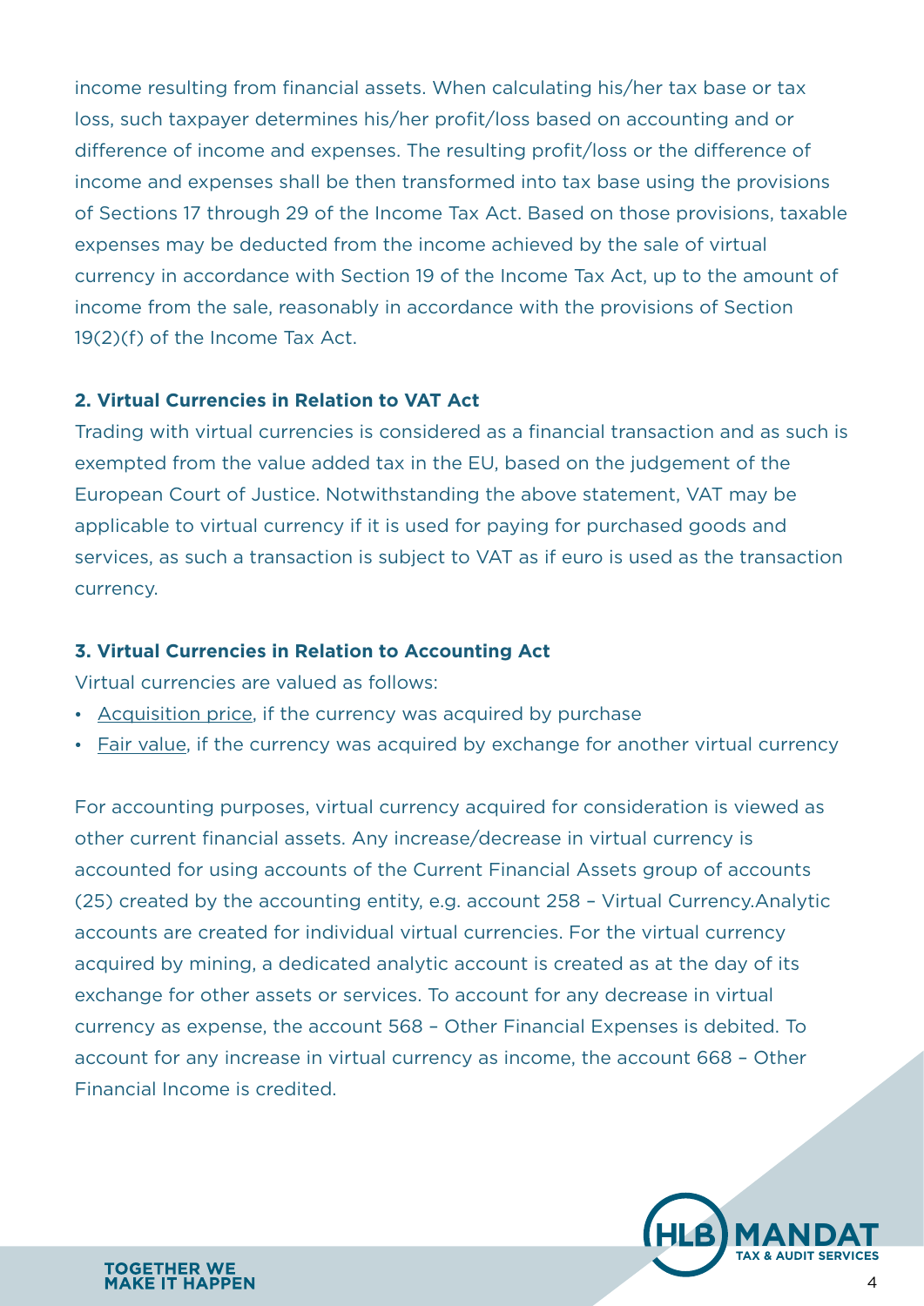income resulting from financial assets. When calculating his/her tax base or tax loss, such taxpayer determines his/her profit/loss based on accounting and or difference of income and expenses. The resulting profit/loss or the difference of income and expenses shall be then transformed into tax base using the provisions of Sections 17 through 29 of the Income Tax Act. Based on those provisions, taxable expenses may be deducted from the income achieved by the sale of virtual currency in accordance with Section 19 of the Income Tax Act, up to the amount of income from the sale, reasonably in accordance with the provisions of Section 19(2)(f) of the Income Tax Act.

### 2. Virtual Currencies in Relation to VAT Act

Trading with virtual currencies is considered as a financial transaction and as such is exempted from the value added tax in the EU, based on the judgement of the European Court of Justice. Notwithstanding the above statement, VAT may be applicable to virtual currency if it is used for paying for purchased goods and services, as such a transaction is subject to VAT as if euro is used as the transaction currency.

### 3. Virtual Currencies in Relation to Accounting Act

Virtual currencies are valued as follows:

- Acquisition price, if the currency was acquired by purchase
- Fair value, if the currency was acquired by exchange for another virtual currency

For accounting purposes, virtual currency acquired for consideration is viewed as other current financial assets. Any increase/decrease in virtual currency is accounted for using accounts of the Current Financial Assets group of accounts (25) created by the accounting entity, e.g. account 258 – Virtual Currency.Analytic accounts are created for individual virtual currencies. For the virtual currency acquired by mining, a dedicated analytic account is created as at the day of its exchange for other assets or services. To account for any decrease in virtual currency as expense, the account 568 – Other Financial Expenses is debited. To account for any increase in virtual currency as income, the account 668 – Other Financial Income is credited.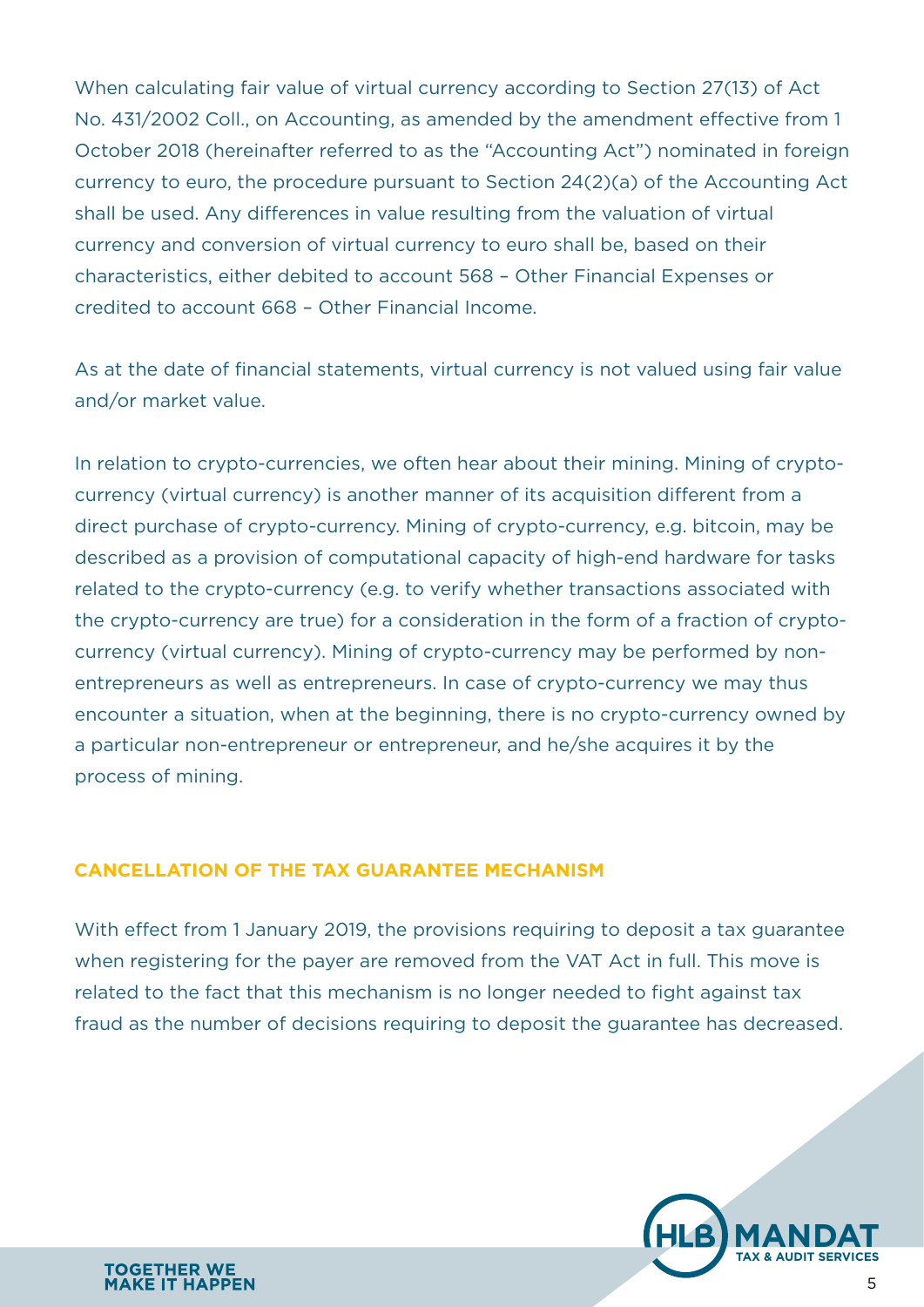When calculating fair value of virtual currency according to Section 27(13) of Act No. 431/2002 Coll., on Accounting, as amended by the amendment effective from 1 October 2018 (hereinafter referred to as the "Accounting Act") nominated in foreign currency to euro, the procedure pursuant to Section 24(2)(a) of the Accounting Act shall be used. Any differences in value resulting from the valuation of virtual currency and conversion of virtual currency to euro shall be, based on their characteristics, either debited to account 568 – Other Financial Expenses or credited to account 668 – Other Financial Income.

As at the date of financial statements, virtual currency is not valued using fair value and/or market value.

In relation to crypto-currencies, we often hear about their mining. Mining of crypto-currency (virtual currency) is another manner of its acquisition different from a direct purchase of crypto-currency. Mining of crypto-currency, e.g. bitcoin, may be described as a provision of computational capacity of high-end hardware for tasks related to the crypto-currency (e.g. to verify whether transactions associated with the crypto-currency are true) for a consideration in the form of a fraction of crypto-currency (virtual currency). Mining of crypto-currency may be performed by non-entrepreneurs as well as entrepreneurs. In case of crypto-currency we may thus encounter a situation, when at the beginning, there is no crypto-currency owned by a particular non-entrepreneur or entrepreneur, and he/she acquires it by the process of mining.

## CANCELLATION OF THE TAX GUARANTEE MECHANISM

With effect from 1 January 2019, the provisions requiring to deposit a tax guarantee when registering for the payer are removed from the VAT Act in full. This move is related to the fact that this mechanism is no longer needed to fight against tax fraud as the number of decisions requiring to deposit the guarantee has decreased.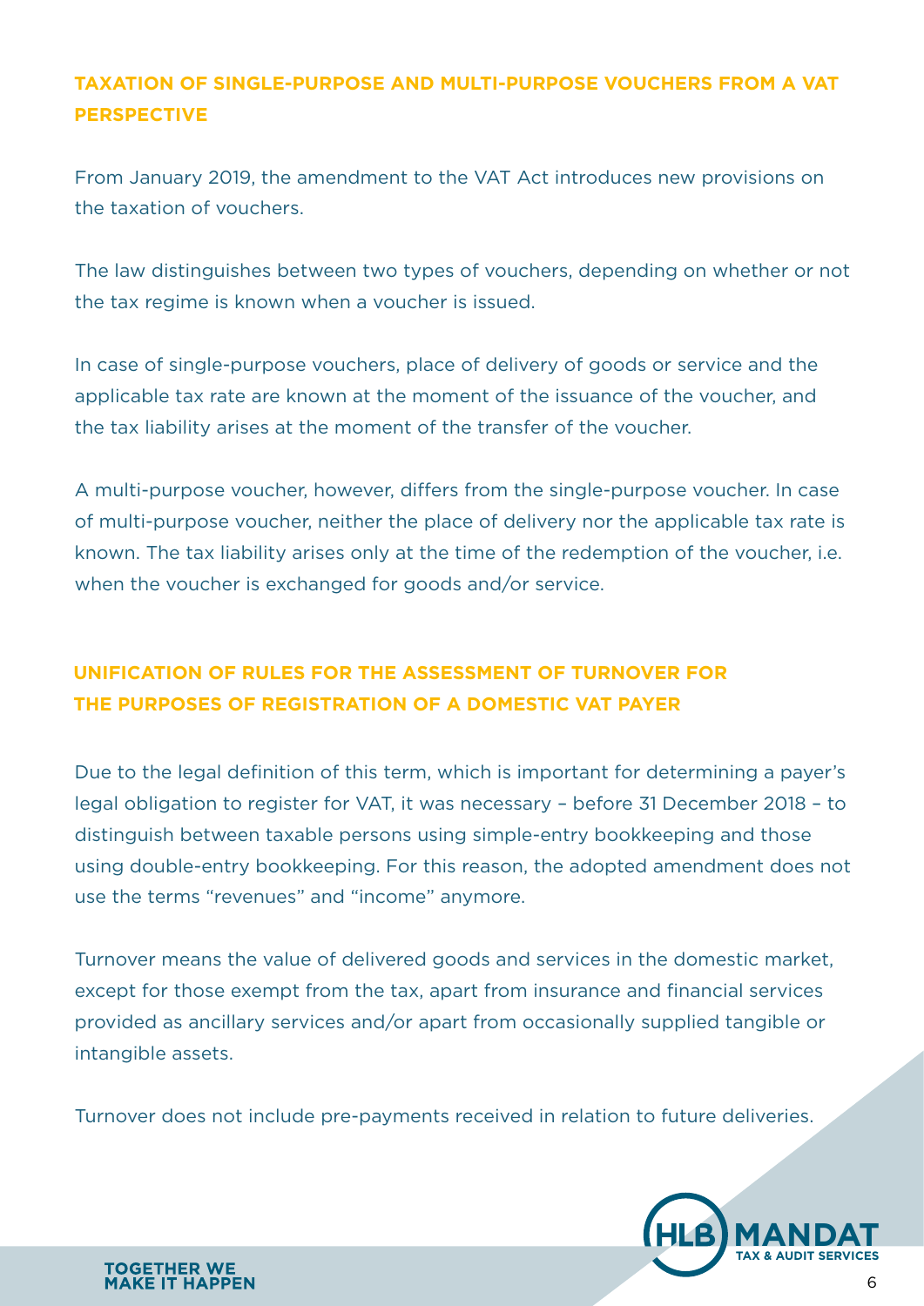## TAXATION OF SINGLE-PURPOSE AND MULTI-PURPOSE VOUCHERS FROM A VAT PERSPECTIVE

From January 2019, the amendment to the VAT Act introduces new provisions on the taxation of vouchers.

The law distinguishes between two types of vouchers, depending on whether or not the tax regime is known when a voucher is issued.

In case of single-purpose vouchers, place of delivery of goods or service and the applicable tax rate are known at the moment of the issuance of the voucher, and the tax liability arises at the moment of the transfer of the voucher.

A multi-purpose voucher, however, differs from the single-purpose voucher. In case of multi-purpose voucher, neither the place of delivery nor the applicable tax rate is known. The tax liability arises only at the time of the redemption of the voucher, i.e. when the voucher is exchanged for goods and/or service.

## UNIFICATION OF RULES FOR THE ASSESSMENT OF TURNOVER FOR THE PURPOSES OF REGISTRATION OF A DOMESTIC VAT PAYER

Due to the legal definition of this term, which is important for determining a payer's legal obligation to register for VAT, it was necessary – before 31 December 2018 – to distinguish between taxable persons using simple-entry bookkeeping and those using double-entry bookkeeping. For this reason, the adopted amendment does not use the terms "revenues" and "income" anymore.

Turnover means the value of delivered goods and services in the domestic market, except for those exempt from the tax, apart from insurance and financial services provided as ancillary services and/or apart from occasionally supplied tangible or intangible assets.

Turnover does not include pre-payments received in relation to future deliveries.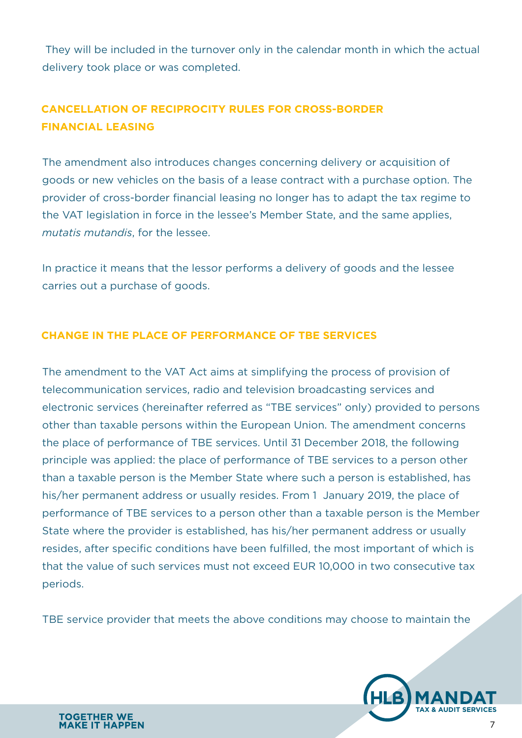They will be included in the turnover only in the calendar month in which the actual delivery took place or was completed.

## CANCELLATION OF RECIPROCITY RULES FOR CROSS-BORDER FINANCIAL LEASING

The amendment also introduces changes concerning delivery or acquisition of goods or new vehicles on the basis of a lease contract with a purchase option. The provider of cross-border financial leasing no longer has to adapt the tax regime to the VAT legislation in force in the lessee's Member State, and the same applies, *mutatis mutandis*, for the lessee.

In practice it means that the lessor performs a delivery of goods and the lessee carries out a purchase of goods.

## CHANGE IN THE PLACE OF PERFORMANCE OF TBE SERVICES

The amendment to the VAT Act aims at simplifying the process of provision of telecommunication services, radio and television broadcasting services and electronic services (hereinafter referred as "TBE services" only) provided to persons other than taxable persons within the European Union. The amendment concerns the place of performance of TBE services. Until 31 December 2018, the following principle was applied: the place of performance of TBE services to a person other than a taxable person is the Member State where such a person is established, has his/her permanent address or usually resides. From 1 January 2019, the place of performance of TBE services to a person other than a taxable person is the Member State where the provider is established, has his/her permanent address or usually resides, after specific conditions have been fulfilled, the most important of which is that the value of such services must not exceed EUR 10,000 in two consecutive tax periods.

TBE service provider that meets the above conditions may choose to maintain the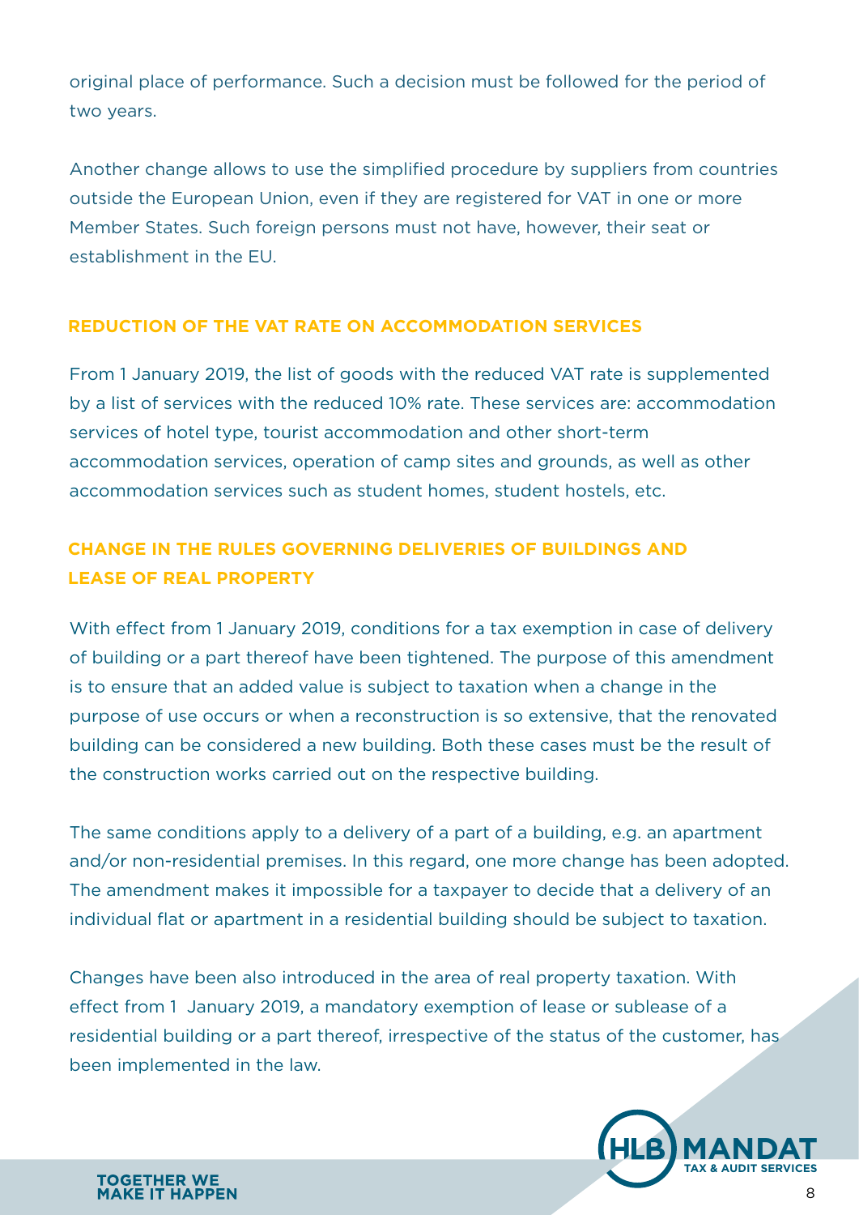original place of performance. Such a decision must be followed for the period of two years.

Another change allows to use the simplified procedure by suppliers from countries outside the European Union, even if they are registered for VAT in one or more Member States. Such foreign persons must not have, however, their seat or establishment in the EU.

## REDUCTION OF THE VAT RATE ON ACCOMMODATION SERVICES

From 1 January 2019, the list of goods with the reduced VAT rate is supplemented by a list of services with the reduced 10% rate. These services are: accommodation services of hotel type, tourist accommodation and other short-term accommodation services, operation of camp sites and grounds, as well as other accommodation services such as student homes, student hostels, etc.

## CHANGE IN THE RULES GOVERNING DELIVERIES OF BUILDINGS AND LEASE OF REAL PROPERTY

With effect from 1 January 2019, conditions for a tax exemption in case of delivery of building or a part thereof have been tightened. The purpose of this amendment is to ensure that an added value is subject to taxation when a change in the purpose of use occurs or when a reconstruction is so extensive, that the renovated building can be considered a new building. Both these cases must be the result of the construction works carried out on the respective building.

The same conditions apply to a delivery of a part of a building, e.g. an apartment and/or non-residential premises. In this regard, one more change has been adopted. The amendment makes it impossible for a taxpayer to decide that a delivery of an individual flat or apartment in a residential building should be subject to taxation.

Changes have been also introduced in the area of real property taxation. With effect from 1 January 2019, a mandatory exemption of lease or sublease of a residential building or a part thereof, irrespective of the status of the customer, has been implemented in the law.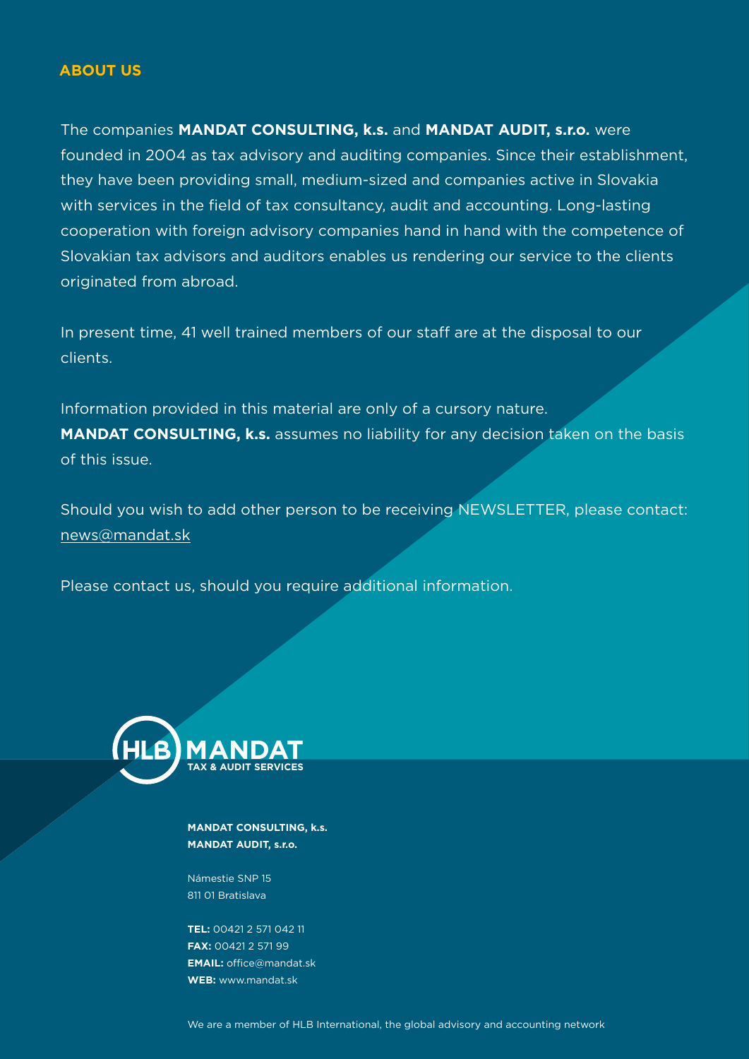## ABOUT US

The companies **MANDAT CONSULTING, k.s.** and **MANDAT AUDIT, s.r.o.** were founded in 2004 as tax advisory and auditing companies. Since their establishment, they have been providing small, medium-sized and companies active in Slovakia with services in the field of tax consultancy, audit and accounting. Long-lasting cooperation with foreign advisory companies hand in hand with the competence of Slovakian tax advisors and auditors enables us rendering our service to the clients originated from abroad.

In present time, 41 well trained members of our staff are at the disposal to our clients.

Information provided in this material are only of a cursory nature.
**MANDAT CONSULTING, k.s.** assumes no liability for any decision taken on the basis of this issue.

Should you wish to add other person to be receiving NEWSLETTER, please contact: news@mandat.sk

Please contact us, should you require additional information.

HLB MANDAT
TAX & AUDIT SERVICES

**MANDAT CONSULTING, k.s.**
**MANDAT AUDIT, s.r.o.**

Námestie SNP 15
811 01 Bratislava

**TEL:** 00421 2 571 042 11
**FAX:** 00421 2 571 99
**EMAIL:** office@mandat.sk
**WEB:** www.mandat.sk

We are a member of HLB International, the global advisory and accounting network